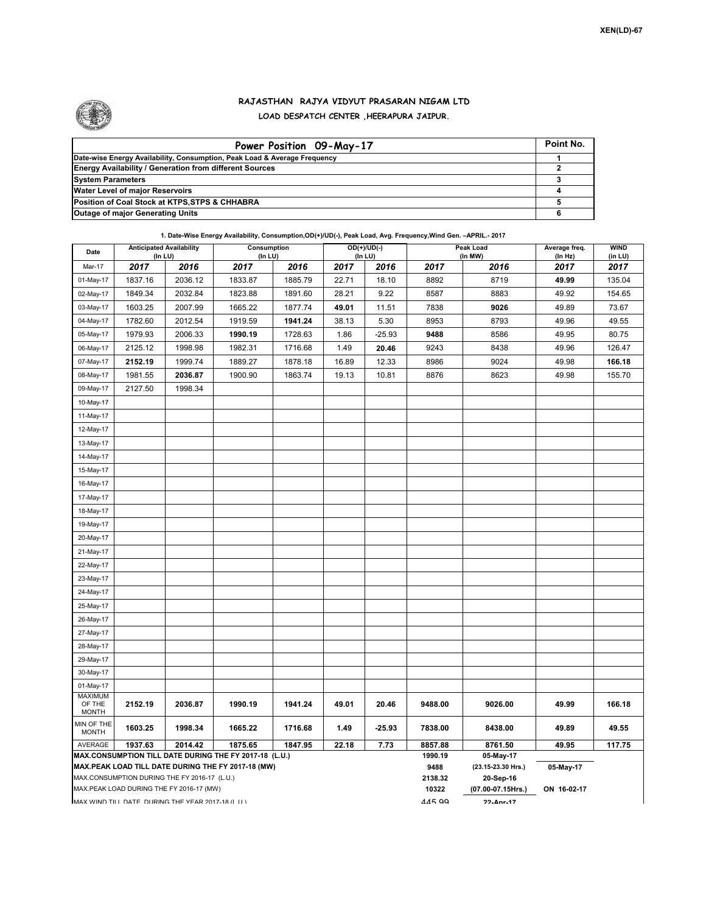XEN(LD)-67

# RAJASTHAN RAJYA VIDYUT PRASARAN NIGAM LTD

## LOAD DESPATCH CENTER ,HEERAPURA JAIPUR.

| Power Position 09-May-17 | Point No. |
|---|---|
| Date-wise Energy Availability, Consumption, Peak Load & Average Frequency | 1 |
| Energy Availability / Generation from different Sources | 2 |
| System Parameters | 3 |
| Water Level of major Reservoirs | 4 |
| Position of Coal Stock at KTPS,STPS & CHHABRA | 5 |
| Outage of major Generating Units | 6 |

**1. Date-Wise Energy Availability, Consumption,OD(+)/UD(-), Peak Load, Avg. Frequency,Wind Gen. –APRIL.- 2017**

| Date | Anticipated Availability (In LU) | | Consumption (In LU) | | OD(+)/UD(-) (In LU) | | Peak Load (In MW) | | Average freq. (In Hz) | WIND (in LU) |
|---|---|---|---|---|---|---|---|---|---|---|
| Mar-17 | 2017 | 2016 | 2017 | 2016 | 2017 | 2016 | 2017 | 2016 | 2017 | 2017 |
| 01-May-17 | 1837.16 | 2036.12 | 1833.87 | 1885.79 | 22.71 | 18.10 | 8892 | 8719 | **49.99** | 135.04 |
| 02-May-17 | 1849.34 | 2032.84 | 1823.88 | 1891.60 | 28.21 | 9.22 | 8587 | 8883 | 49.92 | 154.65 |
| 03-May-17 | 1603.25 | 2007.99 | 1665.22 | 1877.74 | **49.01** | 11.51 | 7838 | **9026** | 49.89 | 73.67 |
| 04-May-17 | 1782.60 | 2012.54 | 1919.59 | **1941.24** | 38.13 | 5.30 | 8953 | 8793 | 49.96 | 49.55 |
| 05-May-17 | 1979.93 | 2006.33 | **1990.19** | 1728.63 | 1.86 | -25.93 | **9488** | 8586 | 49.95 | 80.75 |
| 06-May-17 | 2125.12 | 1998.98 | 1982.31 | 1716.68 | 1.49 | **20.46** | 9243 | 8438 | 49.96 | 126.47 |
| 07-May-17 | **2152.19** | 1999.74 | 1889.27 | 1878.18 | 16.89 | 12.33 | 8986 | 9024 | 49.98 | **166.18** |
| 08-May-17 | 1981.55 | **2036.87** | 1900.90 | 1863.74 | 19.13 | 10.81 | 8876 | 8623 | 49.98 | 155.70 |
| 09-May-17 | 2127.50 | 1998.34 | | | | | | | | |
| 10-May-17 | | | | | | | | | | |
| 11-May-17 | | | | | | | | | | |
| 12-May-17 | | | | | | | | | | |
| 13-May-17 | | | | | | | | | | |
| 14-May-17 | | | | | | | | | | |
| 15-May-17 | | | | | | | | | | |
| 16-May-17 | | | | | | | | | | |
| 17-May-17 | | | | | | | | | | |
| 18-May-17 | | | | | | | | | | |
| 19-May-17 | | | | | | | | | | |
| 20-May-17 | | | | | | | | | | |
| 21-May-17 | | | | | | | | | | |
| 22-May-17 | | | | | | | | | | |
| 23-May-17 | | | | | | | | | | |
| 24-May-17 | | | | | | | | | | |
| 25-May-17 | | | | | | | | | | |
| 26-May-17 | | | | | | | | | | |
| 27-May-17 | | | | | | | | | | |
| 28-May-17 | | | | | | | | | | |
| 29-May-17 | | | | | | | | | | |
| 30-May-17 | | | | | | | | | | |
| 01-May-17 | | | | | | | | | | |
| MAXIMUM OF THE MONTH | **2152.19** | **2036.87** | **1990.19** | **1941.24** | **49.01** | **20.46** | **9488.00** | **9026.00** | **49.99** | **166.18** |
| MIN OF THE MONTH | **1603.25** | **1998.34** | **1665.22** | **1716.68** | **1.49** | **-25.93** | **7838.00** | **8438.00** | **49.89** | **49.55** |
| AVERAGE | **1937.63** | **2014.42** | **1875.65** | **1847.95** | **22.18** | **7.73** | **8857.88** | **8761.50** | **49.95** | **117.75** |

| | | | |
|---|---|---|---|
| **MAX.CONSUMPTION TILL DATE DURING THE FY 2017-18 (L.U.)** | 1990.19 | 05-May-17 | |
| **MAX.PEAK LOAD TILL DATE DURING THE FY 2017-18 (MW)** | 9488 | (23.15-23.30 Hrs.) | 05-May-17 |
| MAX.CONSUMPTION DURING THE FY 2016-17 (L.U.) | 2138.32 | 20-Sep-16 | |
| MAX.PEAK LOAD DURING THE FY 2016-17 (MW) | 10322 | (07.00-07.15Hrs.) | ON 16-02-17 |
| MAX WIND TILL DATE DURING THE YEAR 2017-18 (L.U.) | 445.99 | 22-Apr-17 | |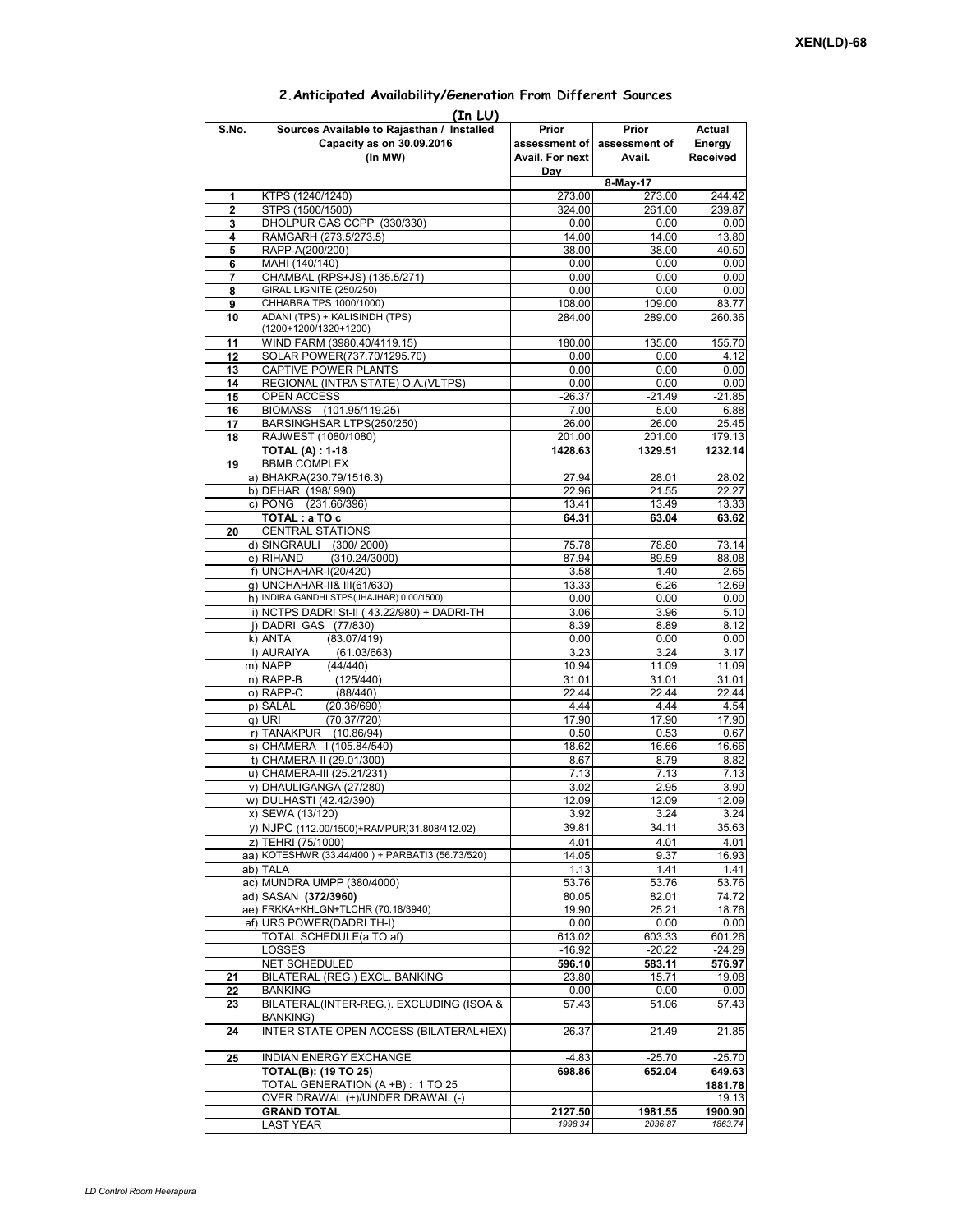## 2.Anticipated Availability/Generation From Different Sources

(In LU)

| S.No. | Sources Available to Rajasthan / Installed Capacity as on 30.09.2016 (In MW) | Prior assessment of Avail. For next Day | Prior assessment of Avail. | Actual Energy Received |
|---|---|---|---|---|
| | | 8-May-17 | | |
| 1 | KTPS (1240/1240) | 273.00 | 273.00 | 244.42 |
| 2 | STPS (1500/1500) | 324.00 | 261.00 | 239.87 |
| 3 | DHOLPUR GAS CCPP (330/330) | 0.00 | 0.00 | 0.00 |
| 4 | RAMGARH (273.5/273.5) | 14.00 | 14.00 | 13.80 |
| 5 | RAPP-A(200/200) | 38.00 | 38.00 | 40.50 |
| 6 | MAHI (140/140) | 0.00 | 0.00 | 0.00 |
| 7 | CHAMBAL (RPS+JS) (135.5/271) | 0.00 | 0.00 | 0.00 |
| 8 | GIRAL LIGNITE (250/250) | 0.00 | 0.00 | 0.00 |
| 9 | CHHABRA TPS 1000/1000) | 108.00 | 109.00 | 83.77 |
| 10 | ADANI (TPS) + KALISINDH (TPS) (1200+1200/1320+1200) | 284.00 | 289.00 | 260.36 |
| 11 | WIND FARM (3980.40/4119.15) | 180.00 | 135.00 | 155.70 |
| 12 | SOLAR POWER(737.70/1295.70) | 0.00 | 0.00 | 4.12 |
| 13 | CAPTIVE POWER PLANTS | 0.00 | 0.00 | 0.00 |
| 14 | REGIONAL (INTRA STATE) O.A.(VLTPS) | 0.00 | 0.00 | 0.00 |
| 15 | OPEN ACCESS | -26.37 | -21.49 | -21.85 |
| 16 | BIOMASS – (101.95/119.25) | 7.00 | 5.00 | 6.88 |
| 17 | BARSINGHSAR LTPS(250/250) | 26.00 | 26.00 | 25.45 |
| 18 | RAJWEST (1080/1080) | 201.00 | 201.00 | 179.13 |
| | **TOTAL (A) : 1-18** | **1428.63** | **1329.51** | **1232.14** |
| 19 | BBMB COMPLEX | | | |
| | a) BHAKRA(230.79/1516.3) | 27.94 | 28.01 | 28.02 |
| | b) DEHAR (198/ 990) | 22.96 | 21.55 | 22.27 |
| | c) PONG (231.66/396) | 13.41 | 13.49 | 13.33 |
| | **TOTAL : a TO c** | **64.31** | **63.04** | **63.62** |
| 20 | CENTRAL STATIONS | | | |
| | d) SINGRAULI (300/ 2000) | 75.78 | 78.80 | 73.14 |
| | e) RIHAND (310.24/3000) | 87.94 | 89.59 | 88.08 |
| | f) UNCHAHAR-I(20/420) | 3.58 | 1.40 | 2.65 |
| | g) UNCHAHAR-II& III(61/630) | 13.33 | 6.26 | 12.69 |
| | h) INDIRA GANDHI STPS(JHAJHAR) 0.00/1500) | 0.00 | 0.00 | 0.00 |
| | i) NCTPS DADRI St-II ( 43.22/980) + DADRI-TH | 3.06 | 3.96 | 5.10 |
| | j) DADRI GAS (77/830) | 8.39 | 8.89 | 8.12 |
| | k) ANTA (83.07/419) | 0.00 | 0.00 | 0.00 |
| | l) AURAIYA (61.03/663) | 3.23 | 3.24 | 3.17 |
| | m) NAPP (44/440) | 10.94 | 11.09 | 11.09 |
| | n) RAPP-B (125/440) | 31.01 | 31.01 | 31.01 |
| | o) RAPP-C (88/440) | 22.44 | 22.44 | 22.44 |
| | p) SALAL (20.36/690) | 4.44 | 4.44 | 4.54 |
| | q) URI (70.37/720) | 17.90 | 17.90 | 17.90 |
| | r) TANAKPUR (10.86/94) | 0.50 | 0.53 | 0.67 |
| | s) CHAMERA –I (105.84/540) | 18.62 | 16.66 | 16.66 |
| | t) CHAMERA-II (29.01/300) | 8.67 | 8.79 | 8.82 |
| | u) CHAMERA-III (25.21/231) | 7.13 | 7.13 | 7.13 |
| | v) DHAULIGANGA (27/280) | 3.02 | 2.95 | 3.90 |
| | w) DULHASTI (42.42/390) | 12.09 | 12.09 | 12.09 |
| | x) SEWA (13/120) | 3.92 | 3.24 | 3.24 |
| | y) NJPC (112.00/1500)+RAMPUR(31.808/412.02) | 39.81 | 34.11 | 35.63 |
| | z) TEHRI (75/1000) | 4.01 | 4.01 | 4.01 |
| | aa) KOTESHWR (33.44/400 ) + PARBATI3 (56.73/520) | 14.05 | 9.37 | 16.93 |
| | ab) TALA | 1.13 | 1.41 | 1.41 |
| | ac) MUNDRA UMPP (380/4000) | 53.76 | 53.76 | 53.76 |
| | ad) SASAN **(372/3960)** | 80.05 | 82.01 | 74.72 |
| | ae) FRKKA+KHLGN+TLCHR (70.18/3940) | 19.90 | 25.21 | 18.76 |
| | af) URS POWER(DADRI TH-I) | 0.00 | 0.00 | 0.00 |
| | TOTAL SCHEDULE(a TO af) | 613.02 | 603.33 | 601.26 |
| | LOSSES | -16.92 | -20.22 | -24.29 |
| | NET SCHEDULED | **596.10** | **583.11** | **576.97** |
| 21 | BILATERAL (REG.) EXCL. BANKING | 23.80 | 15.71 | 19.08 |
| 22 | BANKING | 0.00 | 0.00 | 0.00 |
| 23 | BILATERAL(INTER-REG.). EXCLUDING (ISOA & BANKING) | 57.43 | 51.06 | 57.43 |
| 24 | INTER STATE OPEN ACCESS (BILATERAL+IEX) | 26.37 | 21.49 | 21.85 |
| 25 | INDIAN ENERGY EXCHANGE | -4.83 | -25.70 | -25.70 |
| | **TOTAL(B): (19 TO 25)** | **698.86** | **652.04** | **649.63** |
| | TOTAL GENERATION (A +B) : 1 TO 25 | | | **1881.78** |
| | OVER DRAWAL (+)/UNDER DRAWAL (-) | | | 19.13 |
| | **GRAND TOTAL** | **2127.50** | **1981.55** | **1900.90** |
| | LAST YEAR | *1998.34* | *2036.87* | *1863.74* |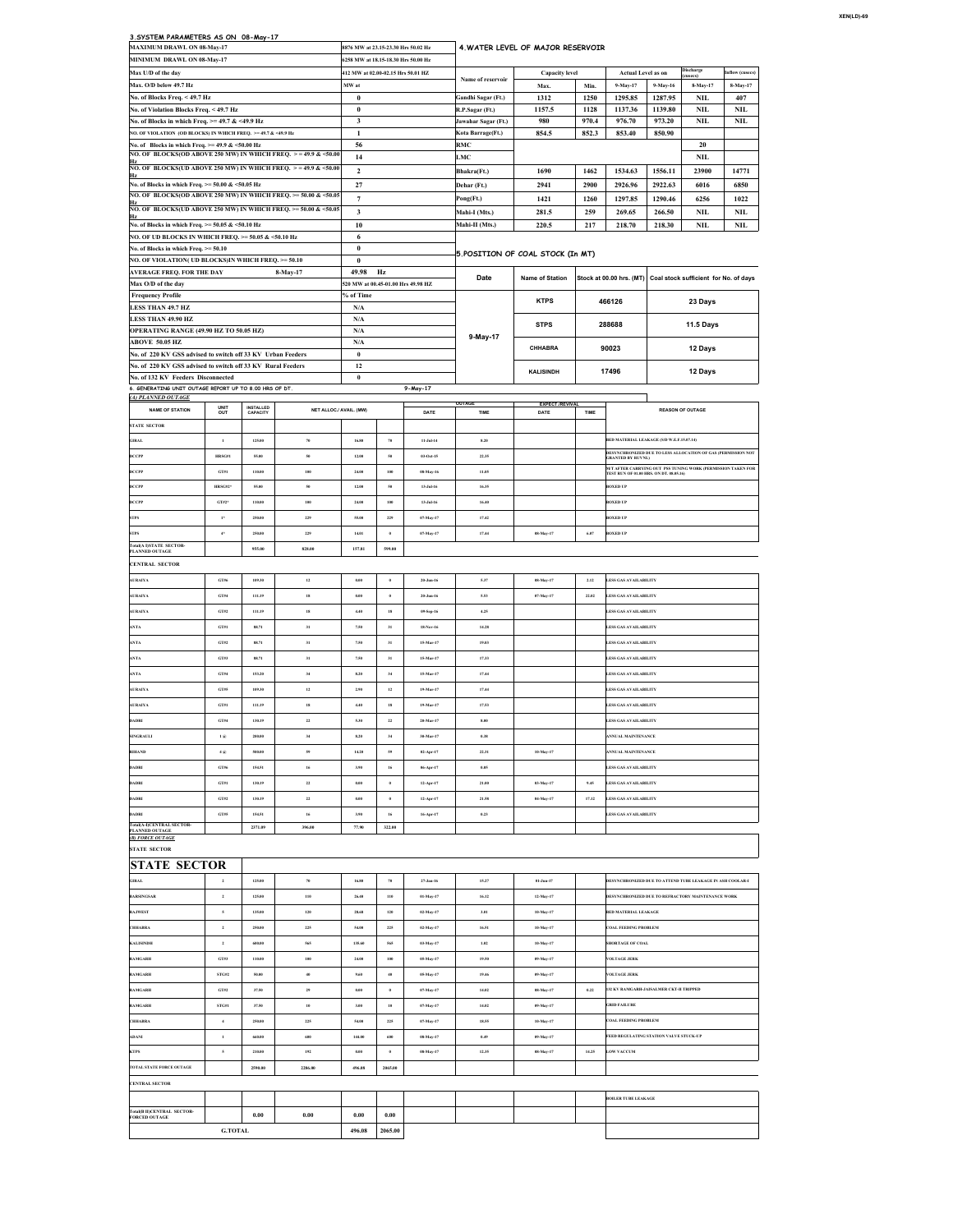## 3.SYSTEM PARAMETERS AS ON 08-May-17

| | | |
|---|---|---|
| MAXIMUM DRAWL ON 08-May-17 | 8876 MW at 23.15-23.30 Hrs 50.02 Hz | |
| MINIMUM DRAWL ON 08-May-17 | 6258 MW at 18.15-18.30 Hrs 50.00 Hz | |
| Max U/D of the day | 412 MW at 02.00-02.15 Hrs 50.01 HZ | |
| Max. O/D below 49.7 Hz | MW at | |
| No. of Blocks Freq. < 49.7 Hz | 0 | |
| No. of Violation Blocks Freq. < 49.7 Hz | 0 | |
| No. of Blocks in which Freq. >= 49.7 & <49.9 Hz | 3 | |
| NO. OF VIOLATION (OD BLOCKS) IN WHICH FREQ. >=49.7 & <49.9 Hz | 1 | |
| No. of Blocks in which Freq. >= 49.9 & <50.00 Hz | 56 | |
| NO. OF BLOCKS(OD ABOVE 250 MW) IN WHICH FREQ. > = 49.9 & <50.00 Hz | 14 | |
| NO. OF BLOCKS(UD ABOVE 250 MW) IN WHICH FREQ. > = 49.9 & <50.00 Hz | 2 | |
| No. of Blocks in which Freq. >= 50.00 & <50.05 Hz | 27 | |
| NO. OF BLOCKS(OD ABOVE 250 MW) IN WHICH FREQ. >= 50.00 & <50.05 Hz | 7 | |
| NO. OF BLOCKS(UD ABOVE 250 MW) IN WHICH FREQ. >= 50.00 & <50.05 Hz | 3 | |
| No. of Blocks in which Freq. >= 50.05 & <50.10 Hz | 10 | |
| NO. OF UD BLOCKS IN WHICH FREQ. >= 50.05 & <50.10 Hz | 6 | |
| No. of Blocks in which Freq. >= 50.10 | 0 | |
| NO. OF VIOLATION( UD BLOCKS)IN WHICH FREQ. >= 50.10 | 0 | |
| AVERAGE FREQ. FOR THE DAY 8-May-17 | 49.98 Hz | |
| Max O/D of the day | 520 MW at 00.45-01.00 Hrs 49.98 HZ | |
| Frequency Profile | % of Time | |
| LESS THAN 49.7 HZ | N/A | |
| LESS THAN 49.90 HZ | N/A | |
| OPERATING RANGE (49.90 HZ TO 50.05 HZ) | N/A | |
| ABOVE 50.05 HZ | N/A | |
| No. of 220 KV GSS advised to switch off 33 KV Urban Feeders | 0 | |
| No. of 220 KV GSS advised to switch off 33 KV Rural Feeders | 12 | |
| No. of 132 KV Feeders Disconnected | 0 | |

## 4.WATER LEVEL OF MAJOR RESERVOIR

| Name of reservoir | Capacity level | | Actual Level as on | | Discharge (cusecs) | Inflow (cusecs) |
|---|---|---|---|---|---|---|
| | Max. | Min. | 9-May-17 | 9-May-16 | 8-May-17 | 8-May-17 |
| Gandhi Sagar (Ft.) | 1312 | 1250 | 1295.85 | 1287.95 | NIL | 407 |
| R.P.Sagar (Ft.) | 1157.5 | 1128 | 1137.36 | 1139.80 | NIL | NIL |
| Jawahar Sagar (Ft.) | 980 | 970.4 | 976.70 | 973.20 | NIL | NIL |
| Kota Barrage(Ft.) | 854.5 | 852.3 | 853.40 | 850.90 | | |
| RMC | | | | | 20 | |
| LMC | | | | | NIL | |
| Bhakra(Ft.) | 1690 | 1462 | 1534.63 | 1556.11 | 23900 | 14771 |
| Dehar (Ft.) | 2941 | 2900 | 2926.96 | 2922.63 | 6016 | 6850 |
| Pong(Ft.) | 1421 | 1260 | 1297.85 | 1290.46 | 6256 | 1022 |
| Mahi-I (Mts.) | 281.5 | 259 | 269.65 | 266.50 | NIL | NIL |
| Mahi-II (Mts.) | 220.5 | 217 | 218.70 | 218.30 | NIL | NIL |

## 5.POSITION OF COAL STOCK (In MT)

| Date | Name of Station | Stock at 00.00 hrs. (MT) | Coal stock sufficient for No. of days |
|---|---|---|---|
| 9-May-17 | KTPS | 466126 | 23 Days |
| | STPS | 288688 | 11.5 Days |
| | CHHABRA | 90023 | 12 Days |
| | KALISINDH | 17496 | 12 Days |

## 6. GENERATING UNIT OUTAGE REPORT UP TO 8.00 HRS OF DT. 9-May-17

### (A) PLANNED OUTAGE

| NAME OF STATION | UNIT OUT | INSTALLED CAPACITY | NET ALLOC./ AVAIL. (MW) | | | OUTAGE DATE | OUTAGE TIME | EXPECT./REVIVAL DATE | EXPECT./REVIVAL TIME | REASON OF OUTAGE |
|---|---|---|---|---|---|---|---|---|---|---|
| **STATE SECTOR** | | | | | | | | | | |
| GIRAL | 1 | 125.00 | 70 | 16.80 | 70 | 11-Jul-14 | 8.20 | | | BED MATERIAL LEAKAGE (S/D W.E.F.15.07.14) |
| DCCPP | HRSG#1 | 55.00 | 50 | 12.00 | 50 | 03-Oct-15 | 22.35 | | | DESYNCHRONIZED DUE TO LESS ALLOCATION OF GAS (PERMISSION NOT GRANTED BY RUVNL) |
| DCCPP | GT#1 | 110.00 | 100 | 24.00 | 100 | 08-May-16 | 11.05 | | | S/T AFTER CARRYING OUT PSS TUNING WORK (PERMISSION TAKEN FOR TEST RUN OF 01.00 HRS. ON DT. 08.05.16) |
| DCCPP | HRSG#2* | 55.00 | 50 | 12.00 | 50 | 13-Jul-16 | 16.35 | | | BOXED UP |
| DCCPP | GT#2* | 110.00 | 100 | 24.00 | 100 | 13-Jul-16 | 16.40 | | | BOXED UP |
| STPS | 1* | 250.00 | 229 | 55.00 | 229 | 07-May-17 | 17.42 | | | BOXED UP |
| STPS | 4* | 250.00 | 229 | 14.01 | 0 | 07-May-17 | 17.04 | 08-May-17 | 6.07 | BOXED UP |
| Total(A-I)STATE SECTOR-PLANNED OUTAGE | | 955.00 | 828.00 | 157.81 | 599.00 | | | | | |
| **CENTRAL SECTOR** | | | | | | | | | | |
| AURAIYA | GT#6 | 109.30 | 12 | 0.00 | 0 | 20-Jan-16 | 5.37 | 08-May-17 | 2.12 | LESS GAS AVAILABILITY |
| AURAIYA | GT#4 | 111.19 | 18 | 0.00 | 0 | 20-Jan-16 | 5.53 | 07-May-17 | 22.02 | LESS GAS AVAILABILITY |
| AURAIYA | GT#2 | 111.19 | 18 | 4.40 | 18 | 09-Sep-16 | 4.25 | | | LESS GAS AVAILABILITY |
| ANTA | GT#1 | 88.71 | 31 | 7.50 | 31 | 18-Nov-16 | 16.28 | | | LESS GAS AVAILABILITY |
| ANTA | GT#2 | 88.71 | 31 | 7.50 | 31 | 15-Mar-17 | 19.03 | | | LESS GAS AVAILABILITY |
| ANTA | GT#3 | 88.71 | 31 | 7.50 | 31 | 15-Mar-17 | 17.35 | | | LESS GAS AVAILABILITY |
| ANTA | GT#4 | 153.20 | 34 | 8.20 | 34 | 15-Mar-17 | 17.44 | | | LESS GAS AVAILABILITY |
| AURAIYA | GT#5 | 109.30 | 12 | 2.90 | 12 | 19-Mar-17 | 17.44 | | | LESS GAS AVAILABILITY |
| AURAIYA | GT#1 | 111.19 | 18 | 4.40 | 18 | 19-Mar-17 | 17.53 | | | LESS GAS AVAILABILITY |
| DADRI | GT#4 | 130.19 | 22 | 5.30 | 22 | 20-Mar-17 | 8.00 | | | LESS GAS AVAILABILITY |
| SINGRAULI | 1 @ | 200.00 | 34 | 8.20 | 34 | 30-Mar-17 | 0.38 | | | ANNUAL MAINTENANCE |
| RIHAND | 4 @ | 500.00 | 59 | 14.20 | 59 | 02-Apr-17 | 22.31 | 10-May-17 | | ANNUAL MAINTENANCE |
| DADRI | GT#6 | 154.51 | 16 | 3.90 | 16 | 06-Apr-17 | 0.05 | | | LESS GAS AVAILABILITY |
| DADRI | GT#1 | 130.19 | 22 | 0.00 | 0 | 12-Apr-17 | 21.00 | 03-May-17 | 9.45 | LESS GAS AVAILABILITY |
| DADRI | GT#2 | 130.19 | 22 | 0.00 | 0 | 12-Apr-17 | 21.58 | 04-May-17 | 17.12 | LESS GAS AVAILABILITY |
| DADRI | GT#5 | 154.51 | 16 | 3.90 | 16 | 16-Apr-17 | 0.23 | | | LESS GAS AVAILABILITY |
| Total(A-II)CENTRAL SECTOR-PLANNED OUTAGE | | 2371.09 | 396.00 | 77.90 | 322.00 | | | | | |

### (B) FORCE OUTAGE

**STATE SECTOR**

| NAME OF STATION | UNIT OUT | INSTALLED CAPACITY | NET ALLOC./ AVAIL. (MW) | | | OUTAGE DATE | OUTAGE TIME | EXPECT./REVIVAL DATE | EXPECT./REVIVAL TIME | REASON OF OUTAGE |
|---|---|---|---|---|---|---|---|---|---|---|
| GIRAL | 2 | 125.00 | 70 | 16.80 | 70 | 27-Jan-16 | 15.27 | 01-Jun-17 | | DESYNCHRONIZED DUE TO ATTEND TUBE LEAKAGE IN ASH COOLER-I |
| BARSINGSAR | 2 | 125.00 | 110 | 26.40 | 110 | 01-May-17 | 16.12 | 12-May-17 | | DESYNCHRONIZED DUE TO REFRACTORY MAINTENANCE WORK |
| RAJWEST | 5 | 135.00 | 120 | 28.60 | 120 | 02-May-17 | 3.01 | 10-May-17 | | BED MATERIAL LEAKAGE |
| CHHABRA | 2 | 250.00 | 225 | 54.00 | 225 | 02-May-17 | 16.51 | 10-May-17 | | COAL FEEDING PROBLEM |
| KALISINDH | 2 | 600.00 | 565 | 135.60 | 565 | 03-May-17 | 1.02 | 10-May-17 | | SHORTAGE OF COAL |
| RAMGARH | GT#3 | 110.00 | 100 | 24.00 | 100 | 05-May-17 | 19.50 | 09-May-17 | | VOLTAGE JERK |
| RAMGARH | STG#2 | 50.00 | 40 | 9.60 | 40 | 05-May-17 | 19.46 | 09-May-17 | | VOLTAGE JERK |
| RAMGARH | GT#2 | 37.50 | 29 | 0.00 | 0 | 07-May-17 | 14.02 | 08-May-17 | 0.21 | 132 KV RAMGARH-JAISALMER CKT-II TRIPPED |
| RAMGARH | STG#1 | 37.50 | 10 | 3.00 | 10 | 07-May-17 | 14.02 | 09-May-17 | | GRID FAILURE |
| CHHABRA | 4 | 250.00 | 225 | 54.00 | 225 | 07-May-17 | 20.55 | 10-May-17 | | COAL FEEDING PROBLEM |
| ADANI | 1 | 660.00 | 600 | 144.00 | 600 | 08-May-17 | 0.49 | 09-May-17 | | FEED REGULATING STATION VALVE STUCK-UP |
| KTPS | 5 | 210.00 | 192 | 0.00 | 0 | 08-May-17 | 12.35 | 08-May-17 | 14.25 | LOW VACCUM |
| TOTAL STATE FORCE OUTAGE | | 2590.00 | 2286.00 | 496.00 | 2065.00 | | | | | |
| **CENTRAL SECTOR** | | | | | | | | | | |
| | | | | | | | | | | BOILER TUBE LEAKAGE |
| Total(B II)CENTRAL SECTOR-FORCED OUTAGE | | 0.00 | 0.00 | 0.00 | 0.00 | | | | | |
| G.TOTAL | | | | 496.08 | 2065.00 | | | | | |